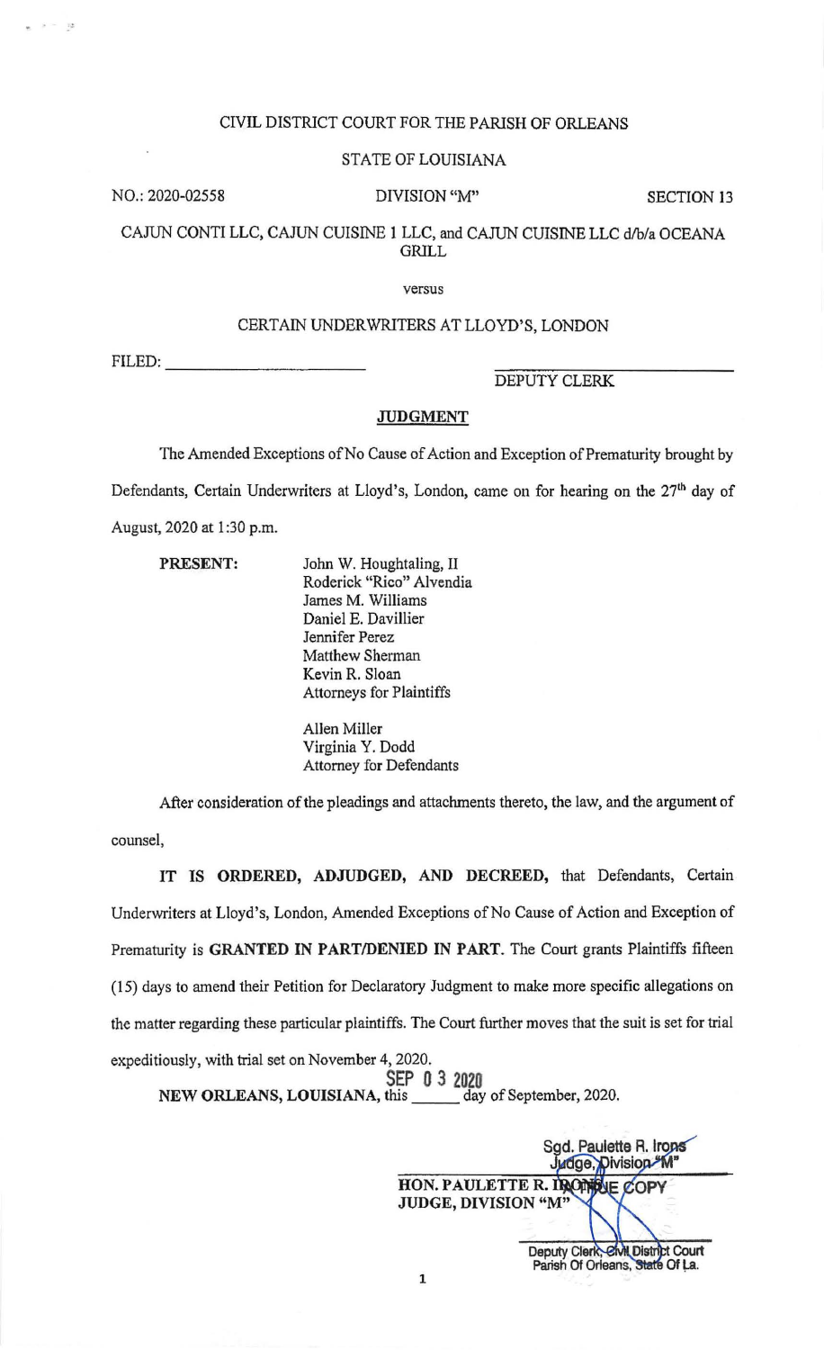CIVIL DISTRICT COURT FOR THE PARISH OF ORLEANS

STATE OF LOUISIANA

NO.: 2020-02558 DIVISION "M" SECTION 13

CAJUN CONTI LLC, CAJUN CUISINE 1 LLC, and CAJUN CUISINE LLC d/b/a OCEANA GRILL

versus

CERTAIN UNDERWRITERS AT LLOYD'S, LONDON

FILED: ______________________ ______________________
DEPUTY CLERK

**JUDGMENT**

The Amended Exceptions of No Cause of Action and Exception of Prematurity brought by Defendants, Certain Underwriters at Lloyd's, London, came on for hearing on the 27th day of August, 2020 at 1:30 p.m.

**PRESENT:**

John W. Houghtaling, II
Roderick "Rico" Alvendia
James M. Williams
Daniel E. Davillier
Jennifer Perez
Matthew Sherman
Kevin R. Sloan
Attorneys for Plaintiffs

Allen Miller
Virginia Y. Dodd
Attorney for Defendants

After consideration of the pleadings and attachments thereto, the law, and the argument of counsel,

**IT IS ORDERED, ADJUDGED, AND DECREED,** that Defendants, Certain Underwriters at Lloyd's, London, Amended Exceptions of No Cause of Action and Exception of Prematurity is **GRANTED IN PART/DENIED IN PART**. The Court grants Plaintiffs fifteen (15) days to amend their Petition for Declaratory Judgment to make more specific allegations on the matter regarding these particular plaintiffs. The Court further moves that the suit is set for trial expeditiously, with trial set on November 4, 2020.

**NEW ORLEANS, LOUISIANA,** this SEP 03 2020 day of September, 2020.

Sgd. Paulette R. Irons
Judge, Division "M"

**HON. PAULETTE R. IRONS**
**JUDGE, DIVISION "M"**

TRUE COPY

Deputy Clerk, Civil District Court
Parish Of Orleans, State Of La.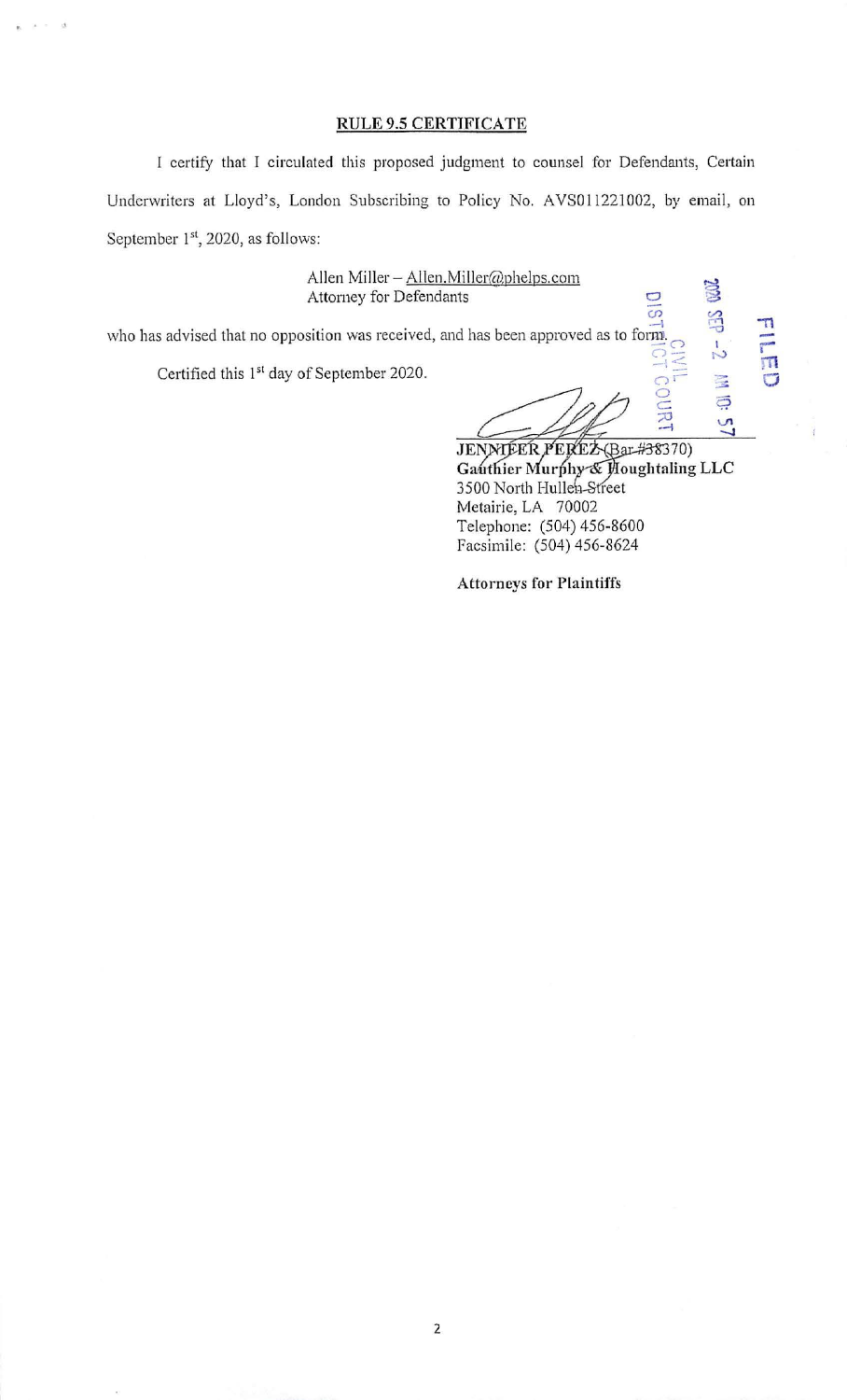**RULE 9.5 CERTIFICATE**

I certify that I circulated this proposed judgment to counsel for Defendants, Certain Underwriters at Lloyd's, London Subscribing to Policy No. AVS011221002, by email, on September 1st, 2020, as follows:

Allen Miller – Allen.Miller@phelps.com
Attorney for Defendants

who has advised that no opposition was received, and has been approved as to form.

Certified this 1st day of September 2020.

FILED
2020 SEP -2 AM 10:57
CIVIL DISTRICT COURT

JENNIFER PEREZ (Bar #38370)
**Gauthier Murphy & Houghtaling LLC**
3500 North Hullen Street
Metairie, LA 70002
Telephone: (504) 456-8600
Facsimile: (504) 456-8624

**Attorneys for Plaintiffs**